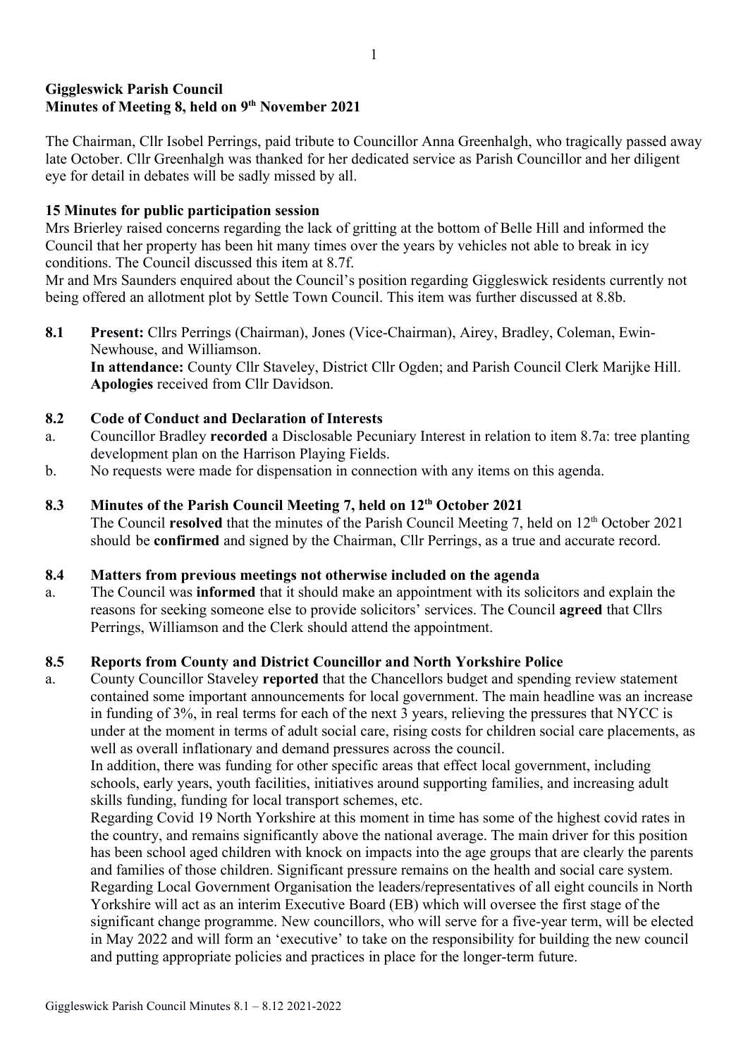**Giggleswick Parish Council**
**Minutes of Meeting 8, held on 9th November 2021**

The Chairman, Cllr Isobel Perrings, paid tribute to Councillor Anna Greenhalgh, who tragically passed away late October. Cllr Greenhalgh was thanked for her dedicated service as Parish Councillor and her diligent eye for detail in debates will be sadly missed by all.

**15 Minutes for public participation session**

Mrs Brierley raised concerns regarding the lack of gritting at the bottom of Belle Hill and informed the Council that her property has been hit many times over the years by vehicles not able to break in icy conditions. The Council discussed this item at 8.7f.

Mr and Mrs Saunders enquired about the Council's position regarding Giggleswick residents currently not being offered an allotment plot by Settle Town Council. This item was further discussed at 8.8b.

**8.1 Present:** Cllrs Perrings (Chairman), Jones (Vice-Chairman), Airey, Bradley, Coleman, Ewin-Newhouse, and Williamson.
**In attendance:** County Cllr Staveley, District Cllr Ogden; and Parish Council Clerk Marijke Hill.
**Apologies** received from Cllr Davidson.

**8.2 Code of Conduct and Declaration of Interests**

a. Councillor Bradley **recorded** a Disclosable Pecuniary Interest in relation to item 8.7a: tree planting development plan on the Harrison Playing Fields.

b. No requests were made for dispensation in connection with any items on this agenda.

**8.3 Minutes of the Parish Council Meeting 7, held on 12th October 2021**

The Council **resolved** that the minutes of the Parish Council Meeting 7, held on 12th October 2021 should be **confirmed** and signed by the Chairman, Cllr Perrings, as a true and accurate record.

**8.4 Matters from previous meetings not otherwise included on the agenda**

a. The Council was **informed** that it should make an appointment with its solicitors and explain the reasons for seeking someone else to provide solicitors' services. The Council **agreed** that Cllrs Perrings, Williamson and the Clerk should attend the appointment.

**8.5 Reports from County and District Councillor and North Yorkshire Police**

a. County Councillor Staveley **reported** that the Chancellors budget and spending review statement contained some important announcements for local government. The main headline was an increase in funding of 3%, in real terms for each of the next 3 years, relieving the pressures that NYCC is under at the moment in terms of adult social care, rising costs for children social care placements, as well as overall inflationary and demand pressures across the council.
In addition, there was funding for other specific areas that effect local government, including schools, early years, youth facilities, initiatives around supporting families, and increasing adult skills funding, funding for local transport schemes, etc.
Regarding Covid 19 North Yorkshire at this moment in time has some of the highest covid rates in the country, and remains significantly above the national average. The main driver for this position has been school aged children with knock on impacts into the age groups that are clearly the parents and families of those children. Significant pressure remains on the health and social care system.
Regarding Local Government Organisation the leaders/representatives of all eight councils in North Yorkshire will act as an interim Executive Board (EB) which will oversee the first stage of the significant change programme. New councillors, who will serve for a five-year term, will be elected in May 2022 and will form an 'executive' to take on the responsibility for building the new council and putting appropriate policies and practices in place for the longer-term future.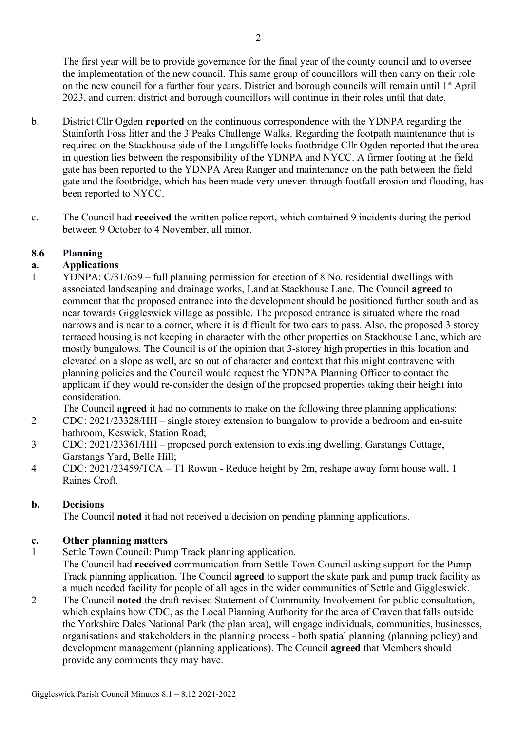The first year will be to provide governance for the final year of the county council and to oversee the implementation of the new council. This same group of councillors will then carry on their role on the new council for a further four years. District and borough councils will remain until 1st April 2023, and current district and borough councillors will continue in their roles until that date.

b. District Cllr Ogden **reported** on the continuous correspondence with the YDNPA regarding the Stainforth Foss litter and the 3 Peaks Challenge Walks. Regarding the footpath maintenance that is required on the Stackhouse side of the Langcliffe locks footbridge Cllr Ogden reported that the area in question lies between the responsibility of the YDNPA and NYCC. A firmer footing at the field gate has been reported to the YDNPA Area Ranger and maintenance on the path between the field gate and the footbridge, which has been made very uneven through footfall erosion and flooding, has been reported to NYCC.

c. The Council had **received** the written police report, which contained 9 incidents during the period between 9 October to 4 November, all minor.

### 8.6 Planning

#### a. Applications

1 YDNPA: C/31/659 – full planning permission for erection of 8 No. residential dwellings with associated landscaping and drainage works, Land at Stackhouse Lane. The Council **agreed** to comment that the proposed entrance into the development should be positioned further south and as near towards Giggleswick village as possible. The proposed entrance is situated where the road narrows and is near to a corner, where it is difficult for two cars to pass. Also, the proposed 3 storey terraced housing is not keeping in character with the other properties on Stackhouse Lane, which are mostly bungalows. The Council is of the opinion that 3-storey high properties in this location and elevated on a slope as well, are so out of character and context that this might contravene with planning policies and the Council would request the YDNPA Planning Officer to contact the applicant if they would re-consider the design of the proposed properties taking their height into consideration.

The Council **agreed** it had no comments to make on the following three planning applications:

2 CDC: 2021/23328/HH – single storey extension to bungalow to provide a bedroom and en-suite bathroom, Keswick, Station Road;

3 CDC: 2021/23361/HH – proposed porch extension to existing dwelling, Garstangs Cottage, Garstangs Yard, Belle Hill;

4 CDC: 2021/23459/TCA – T1 Rowan - Reduce height by 2m, reshape away form house wall, 1 Raines Croft.

#### b. Decisions

The Council **noted** it had not received a decision on pending planning applications.

#### c. Other planning matters

1 Settle Town Council: Pump Track planning application.
The Council had **received** communication from Settle Town Council asking support for the Pump Track planning application. The Council **agreed** to support the skate park and pump track facility as a much needed facility for people of all ages in the wider communities of Settle and Giggleswick.

2 The Council **noted** the draft revised Statement of Community Involvement for public consultation, which explains how CDC, as the Local Planning Authority for the area of Craven that falls outside the Yorkshire Dales National Park (the plan area), will engage individuals, communities, businesses, organisations and stakeholders in the planning process - both spatial planning (planning policy) and development management (planning applications). The Council **agreed** that Members should provide any comments they may have.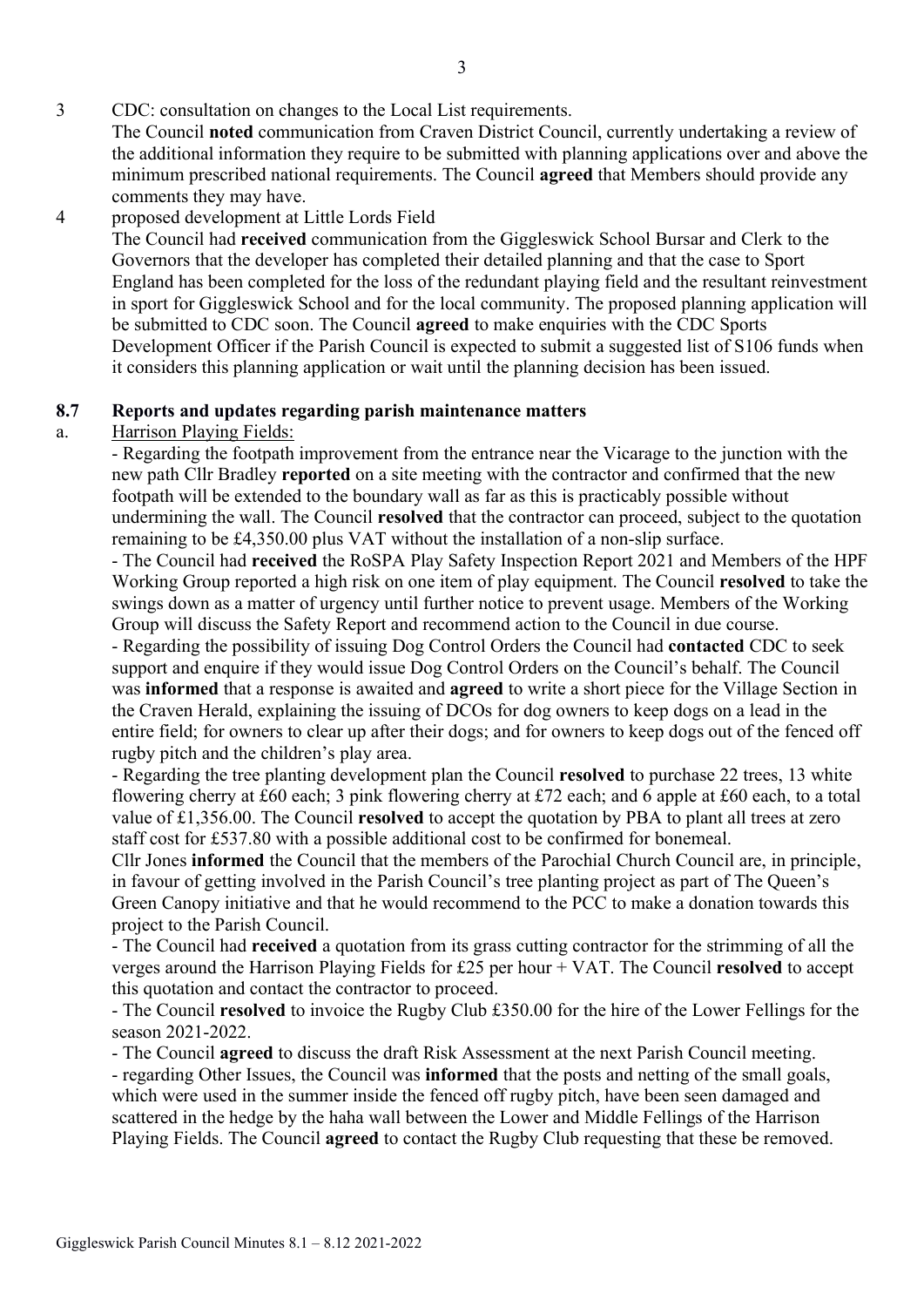3 CDC: consultation on changes to the Local List requirements.

The Council **noted** communication from Craven District Council, currently undertaking a review of the additional information they require to be submitted with planning applications over and above the minimum prescribed national requirements. The Council **agreed** that Members should provide any comments they may have.

4 proposed development at Little Lords Field

The Council had **received** communication from the Giggleswick School Bursar and Clerk to the Governors that the developer has completed their detailed planning and that the case to Sport England has been completed for the loss of the redundant playing field and the resultant reinvestment in sport for Giggleswick School and for the local community. The proposed planning application will be submitted to CDC soon. The Council **agreed** to make enquiries with the CDC Sports Development Officer if the Parish Council is expected to submit a suggested list of S106 funds when it considers this planning application or wait until the planning decision has been issued.

### 8.7 Reports and updates regarding parish maintenance matters

a. Harrison Playing Fields:

- Regarding the footpath improvement from the entrance near the Vicarage to the junction with the new path Cllr Bradley **reported** on a site meeting with the contractor and confirmed that the new footpath will be extended to the boundary wall as far as this is practicably possible without undermining the wall. The Council **resolved** that the contractor can proceed, subject to the quotation remaining to be £4,350.00 plus VAT without the installation of a non-slip surface.
- The Council had **received** the RoSPA Play Safety Inspection Report 2021 and Members of the HPF Working Group reported a high risk on one item of play equipment. The Council **resolved** to take the swings down as a matter of urgency until further notice to prevent usage. Members of the Working Group will discuss the Safety Report and recommend action to the Council in due course.
- Regarding the possibility of issuing Dog Control Orders the Council had **contacted** CDC to seek support and enquire if they would issue Dog Control Orders on the Council's behalf. The Council was **informed** that a response is awaited and **agreed** to write a short piece for the Village Section in the Craven Herald, explaining the issuing of DCOs for dog owners to keep dogs on a lead in the entire field; for owners to clear up after their dogs; and for owners to keep dogs out of the fenced off rugby pitch and the children's play area.
- Regarding the tree planting development plan the Council **resolved** to purchase 22 trees, 13 white flowering cherry at £60 each; 3 pink flowering cherry at £72 each; and 6 apple at £60 each, to a total value of £1,356.00. The Council **resolved** to accept the quotation by PBA to plant all trees at zero staff cost for £537.80 with a possible additional cost to be confirmed for bonemeal.

Cllr Jones **informed** the Council that the members of the Parochial Church Council are, in principle, in favour of getting involved in the Parish Council's tree planting project as part of The Queen's Green Canopy initiative and that he would recommend to the PCC to make a donation towards this project to the Parish Council.

- The Council had **received** a quotation from its grass cutting contractor for the strimming of all the verges around the Harrison Playing Fields for £25 per hour + VAT. The Council **resolved** to accept this quotation and contact the contractor to proceed.
- The Council **resolved** to invoice the Rugby Club £350.00 for the hire of the Lower Fellings for the season 2021-2022.
- The Council **agreed** to discuss the draft Risk Assessment at the next Parish Council meeting.
- regarding Other Issues, the Council was **informed** that the posts and netting of the small goals, which were used in the summer inside the fenced off rugby pitch, have been seen damaged and scattered in the hedge by the haha wall between the Lower and Middle Fellings of the Harrison Playing Fields. The Council **agreed** to contact the Rugby Club requesting that these be removed.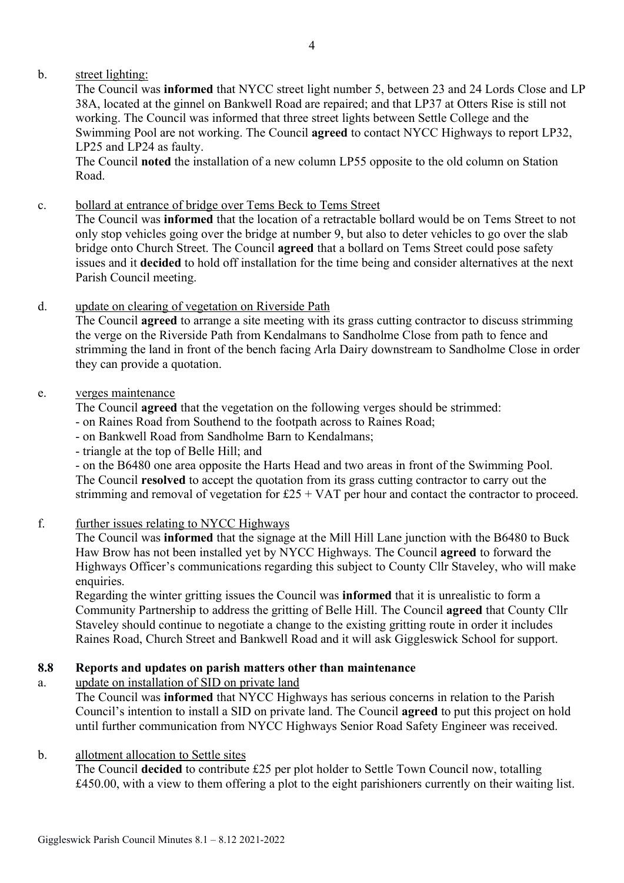b. <u>street lighting:</u>

The Council was **informed** that NYCC street light number 5, between 23 and 24 Lords Close and LP 38A, located at the ginnel on Bankwell Road are repaired; and that LP37 at Otters Rise is still not working. The Council was informed that three street lights between Settle College and the Swimming Pool are not working. The Council **agreed** to contact NYCC Highways to report LP32, LP25 and LP24 as faulty.

The Council **noted** the installation of a new column LP55 opposite to the old column on Station Road.

c. <u>bollard at entrance of bridge over Tems Beck to Tems Street</u>

The Council was **informed** that the location of a retractable bollard would be on Tems Street to not only stop vehicles going over the bridge at number 9, but also to deter vehicles to go over the slab bridge onto Church Street. The Council **agreed** that a bollard on Tems Street could pose safety issues and it **decided** to hold off installation for the time being and consider alternatives at the next Parish Council meeting.

d. <u>update on clearing of vegetation on Riverside Path</u>

The Council **agreed** to arrange a site meeting with its grass cutting contractor to discuss strimming the verge on the Riverside Path from Kendalmans to Sandholme Close from path to fence and strimming the land in front of the bench facing Arla Dairy downstream to Sandholme Close in order they can provide a quotation.

e. <u>verges maintenance</u>

The Council **agreed** that the vegetation on the following verges should be strimmed:

- on Raines Road from Southend to the footpath across to Raines Road;
- on Bankwell Road from Sandholme Barn to Kendalmans;
- triangle at the top of Belle Hill; and
- on the B6480 one area opposite the Harts Head and two areas in front of the Swimming Pool.

The Council **resolved** to accept the quotation from its grass cutting contractor to carry out the strimming and removal of vegetation for £25 + VAT per hour and contact the contractor to proceed.

f. <u>further issues relating to NYCC Highways</u>

The Council was **informed** that the signage at the Mill Hill Lane junction with the B6480 to Buck Haw Brow has not been installed yet by NYCC Highways. The Council **agreed** to forward the Highways Officer's communications regarding this subject to County Cllr Staveley, who will make enquiries.

Regarding the winter gritting issues the Council was **informed** that it is unrealistic to form a Community Partnership to address the gritting of Belle Hill. The Council **agreed** that County Cllr Staveley should continue to negotiate a change to the existing gritting route in order it includes Raines Road, Church Street and Bankwell Road and it will ask Giggleswick School for support.

### 8.8 Reports and updates on parish matters other than maintenance

a. <u>update on installation of SID on private land</u>

The Council was **informed** that NYCC Highways has serious concerns in relation to the Parish Council's intention to install a SID on private land. The Council **agreed** to put this project on hold until further communication from NYCC Highways Senior Road Safety Engineer was received.

b. <u>allotment allocation to Settle sites</u>

The Council **decided** to contribute £25 per plot holder to Settle Town Council now, totalling £450.00, with a view to them offering a plot to the eight parishioners currently on their waiting list.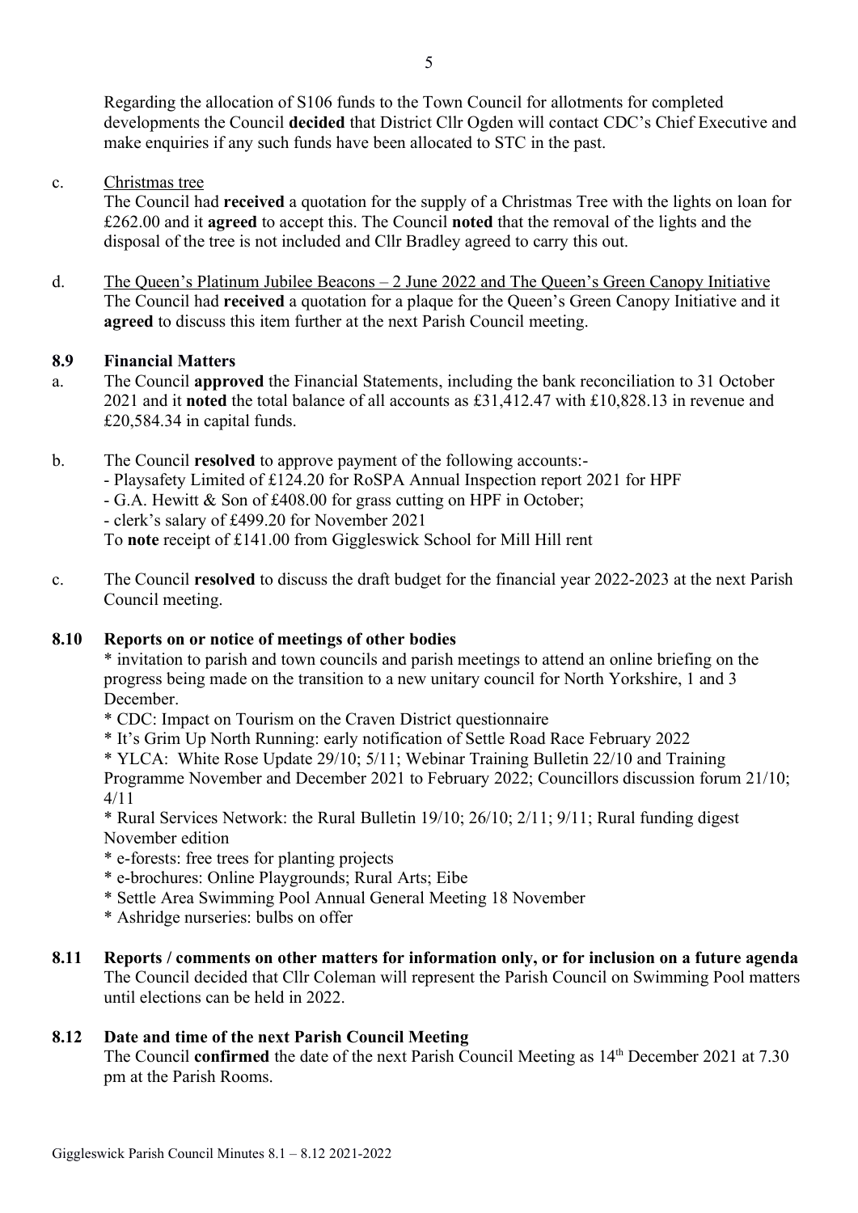Regarding the allocation of S106 funds to the Town Council for allotments for completed developments the Council **decided** that District Cllr Ogden will contact CDC's Chief Executive and make enquiries if any such funds have been allocated to STC in the past.

c. Christmas tree

The Council had **received** a quotation for the supply of a Christmas Tree with the lights on loan for £262.00 and it **agreed** to accept this. The Council **noted** that the removal of the lights and the disposal of the tree is not included and Cllr Bradley agreed to carry this out.

d. The Queen's Platinum Jubilee Beacons – 2 June 2022 and The Queen's Green Canopy Initiative

The Council had **received** a quotation for a plaque for the Queen's Green Canopy Initiative and it **agreed** to discuss this item further at the next Parish Council meeting.

## 8.9 Financial Matters

a. The Council **approved** the Financial Statements, including the bank reconciliation to 31 October 2021 and it **noted** the total balance of all accounts as £31,412.47 with £10,828.13 in revenue and £20,584.34 in capital funds.

b. The Council **resolved** to approve payment of the following accounts:-
- Playsafety Limited of £124.20 for RoSPA Annual Inspection report 2021 for HPF
- G.A. Hewitt & Son of £408.00 for grass cutting on HPF in October;
- clerk's salary of £499.20 for November 2021

To **note** receipt of £141.00 from Giggleswick School for Mill Hill rent

c. The Council **resolved** to discuss the draft budget for the financial year 2022-2023 at the next Parish Council meeting.

## 8.10 Reports on or notice of meetings of other bodies

* invitation to parish and town councils and parish meetings to attend an online briefing on the progress being made on the transition to a new unitary council for North Yorkshire, 1 and 3 December.
* CDC: Impact on Tourism on the Craven District questionnaire
* It's Grim Up North Running: early notification of Settle Road Race February 2022
* YLCA: White Rose Update 29/10; 5/11; Webinar Training Bulletin 22/10 and Training Programme November and December 2021 to February 2022; Councillors discussion forum 21/10; 4/11
* Rural Services Network: the Rural Bulletin 19/10; 26/10; 2/11; 9/11; Rural funding digest November edition
* e-forests: free trees for planting projects
* e-brochures: Online Playgrounds; Rural Arts; Eibe
* Settle Area Swimming Pool Annual General Meeting 18 November
* Ashridge nurseries: bulbs on offer

## 8.11 Reports / comments on other matters for information only, or for inclusion on a future agenda

The Council decided that Cllr Coleman will represent the Parish Council on Swimming Pool matters until elections can be held in 2022.

## 8.12 Date and time of the next Parish Council Meeting

The Council **confirmed** the date of the next Parish Council Meeting as 14th December 2021 at 7.30 pm at the Parish Rooms.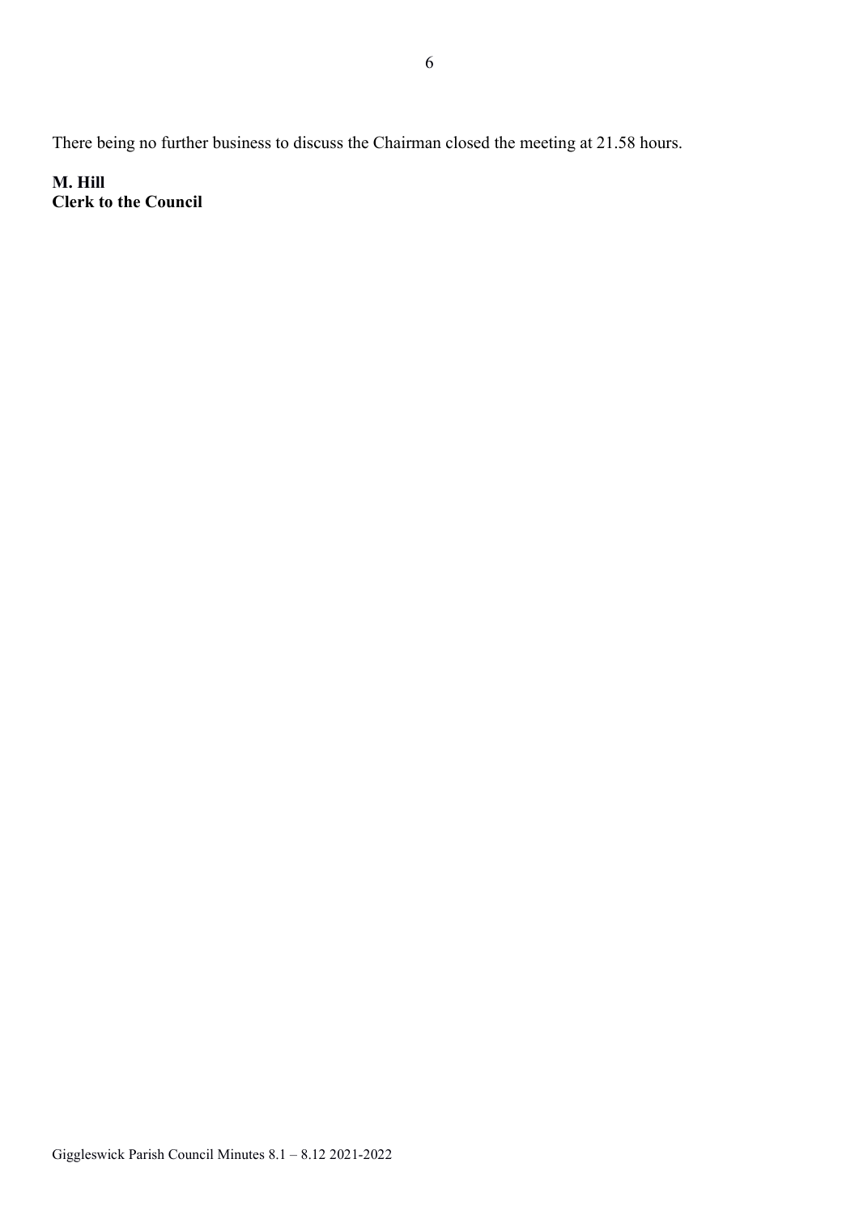There being no further business to discuss the Chairman closed the meeting at 21.58 hours.

**M. Hill**
**Clerk to the Council**